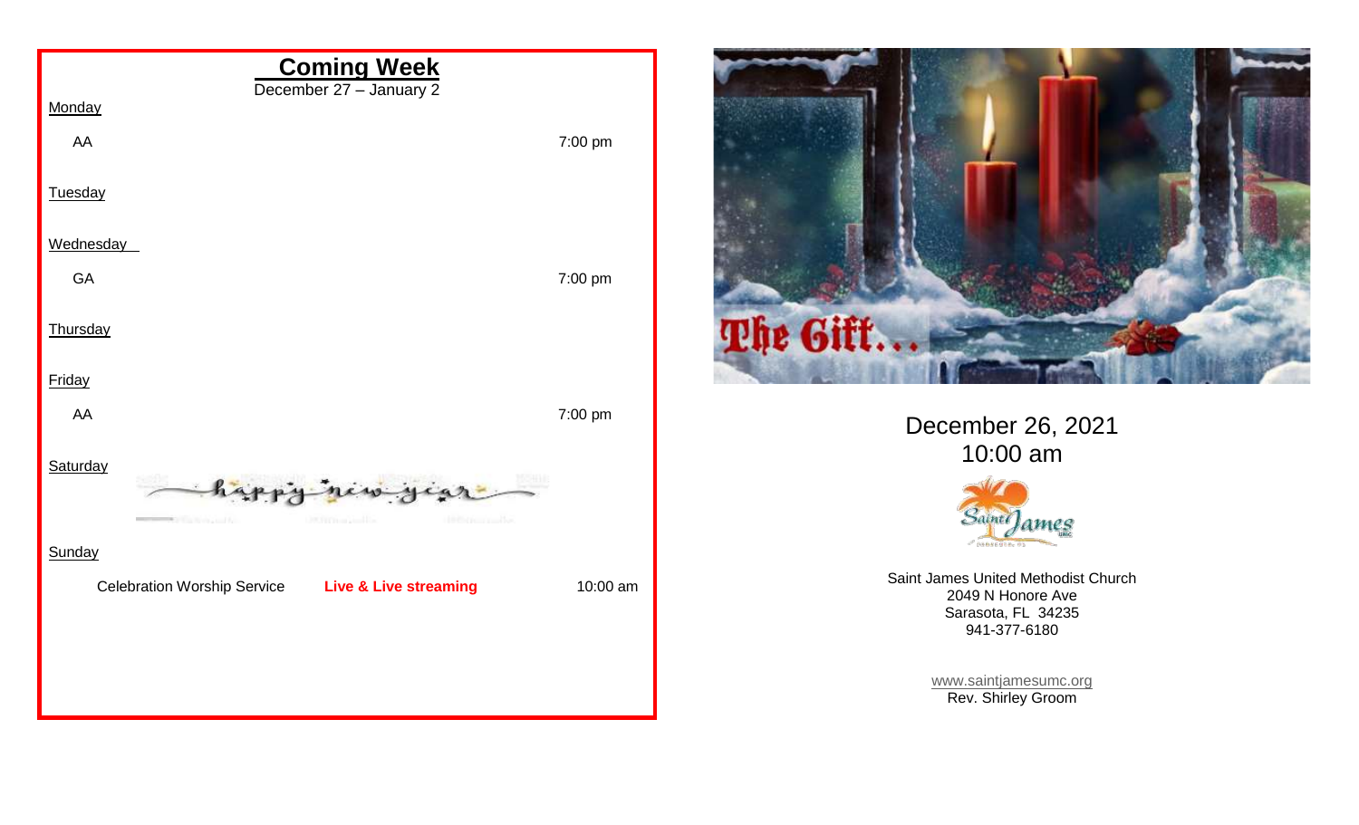## Coming Week

December 27 – January 2

Monday

AA 7:00 pm

Tuesday

Wednesday

GA 7:00 pm

Thursday

Friday

AA 7:00 pm

Saturday

happy new year

Sunday

Celebration Worship Service **Live & Live streaming** 10:00 am

The Gift...

December 26, 2021
10:00 am

Saint James

Saint James United Methodist Church
2049 N Honore Ave
Sarasota, FL 34235
941-377-6180

www.saintjamesumc.org
Rev. Shirley Groom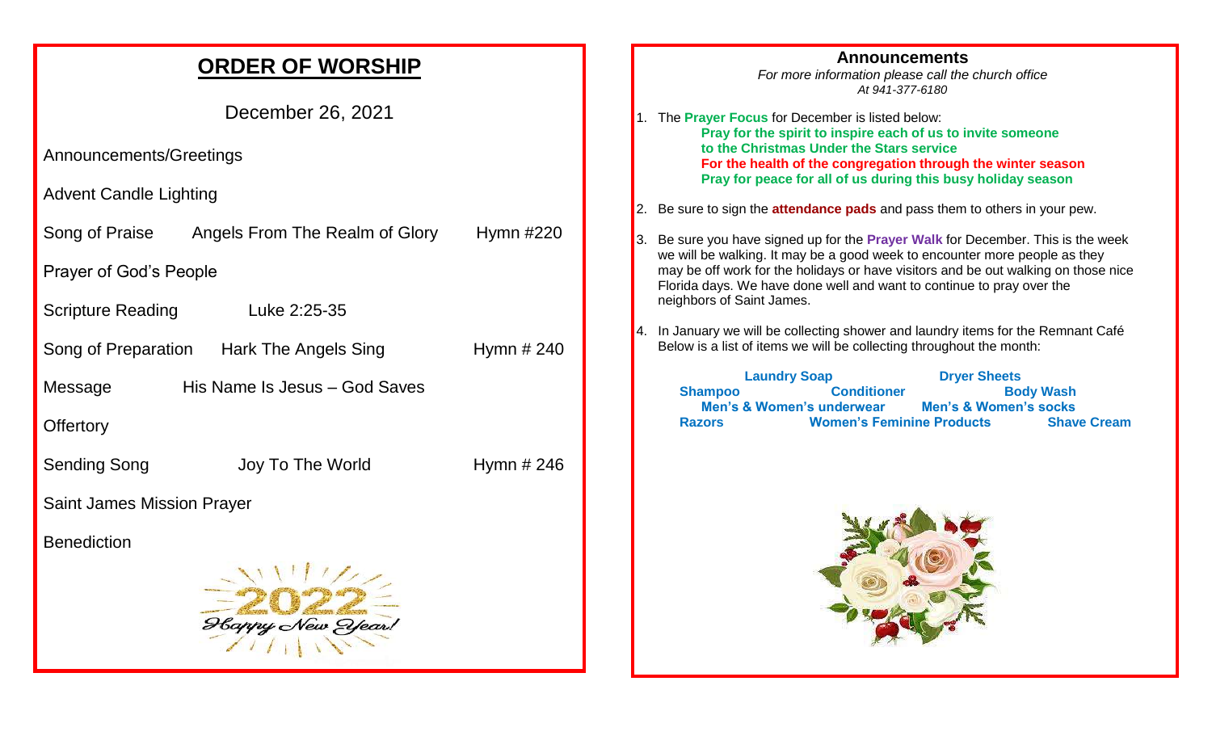## ORDER OF WORSHIP

December 26, 2021

Announcements/Greetings

Advent Candle Lighting

Song of Praise — Angels From The Realm of Glory — Hymn #220

Prayer of God's People

Scripture Reading — Luke 2:25-35

Song of Preparation — Hark The Angels Sing — Hymn # 240

Message — His Name Is Jesus – God Saves

Offertory

Sending Song — Joy To The World — Hymn # 246

Saint James Mission Prayer

Benediction

2022 Happy New Year!

## Announcements

*For more information please call the church office*
*At 941-377-6180*

1. The **Prayer Focus** for December is listed below:
   **Pray for the spirit to inspire each of us to invite someone to the Christmas Under the Stars service**
   **For the health of the congregation through the winter season**
   **Pray for peace for all of us during this busy holiday season**

2. Be sure to sign the **attendance pads** and pass them to others in your pew.

3. Be sure you have signed up for the **Prayer Walk** for December. This is the week we will be walking. It may be a good week to encounter more people as they may be off work for the holidays or have visitors and be out walking on those nice Florida days. We have done well and want to continue to pray over the neighbors of Saint James.

4. In January we will be collecting shower and laundry items for the Remnant Café Below is a list of items we will be collecting throughout the month:

**Laundry Soap** — **Dryer Sheets**
**Shampoo** — **Conditioner** — **Body Wash**
**Men's & Women's underwear** — **Men's & Women's socks**
**Razors** — **Women's Feminine Products** — **Shave Cream**